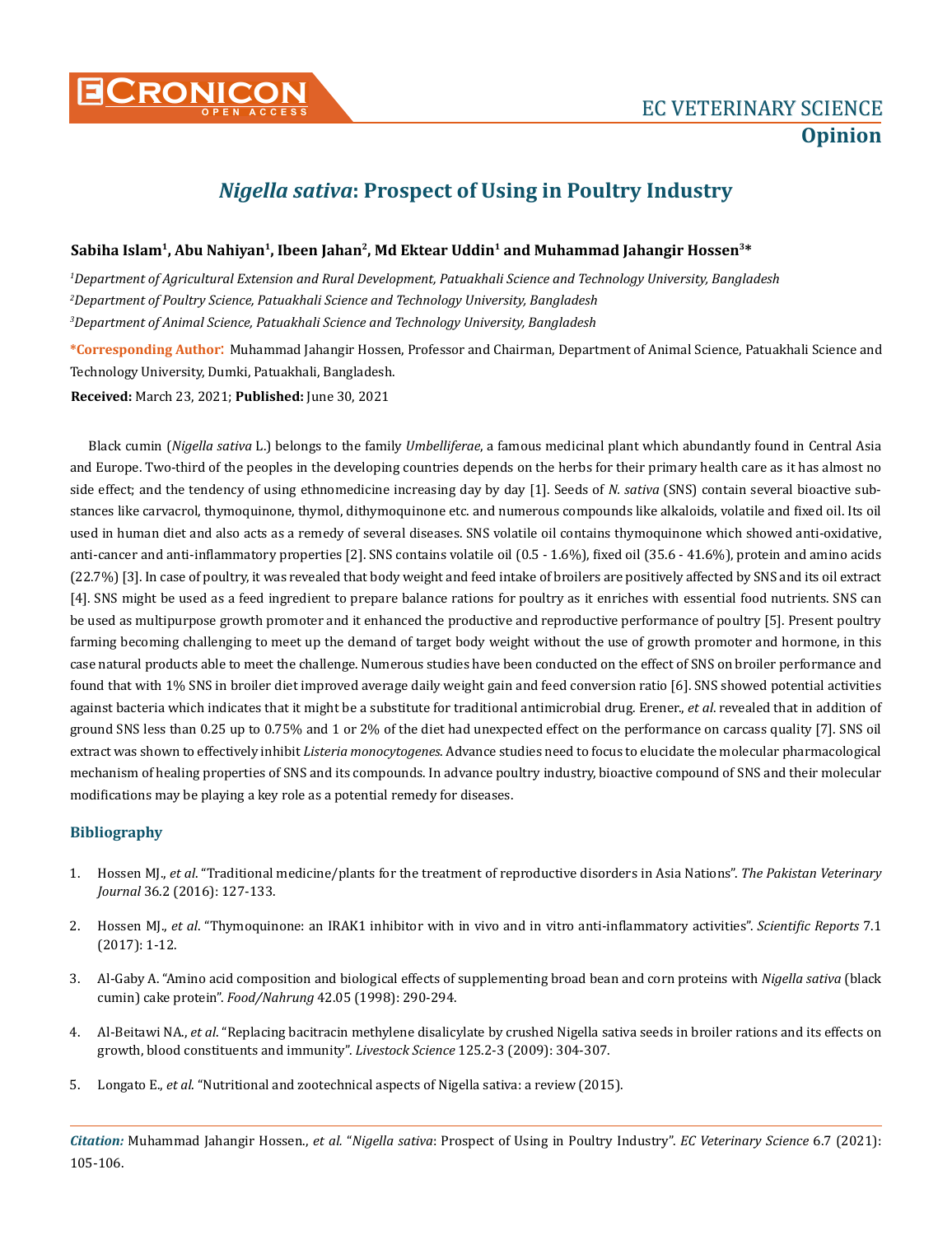EC VETERINARY SCIENCE

**Opinion**

# *Nigella sativa*: Prospect of Using in Poultry Industry

**Sabiha Islam[1], Abu Nahiyan[1], Ibeen Jahan[2], Md Ektear Uddin[1] and Muhammad Jahangir Hossen[3]***

*[1]Department of Agricultural Extension and Rural Development, Patuakhali Science and Technology University, Bangladesh*

*[2]Department of Poultry Science, Patuakhali Science and Technology University, Bangladesh*

*[3]Department of Animal Science, Patuakhali Science and Technology University, Bangladesh*

**\*Corresponding Author**: Muhammad Jahangir Hossen, Professor and Chairman, Department of Animal Science, Patuakhali Science and Technology University, Dumki, Patuakhali, Bangladesh.

**Received:** March 23, 2021; **Published:** June 30, 2021

Black cumin (*Nigella sativa* L.) belongs to the family *Umbelliferae*, a famous medicinal plant which abundantly found in Central Asia and Europe. Two-third of the peoples in the developing countries depends on the herbs for their primary health care as it has almost no side effect; and the tendency of using ethnomedicine increasing day by day [1]. Seeds of *N. sativa* (SNS) contain several bioactive substances like carvacrol, thymoquinone, thymol, dithymoquinone etc. and numerous compounds like alkaloids, volatile and fixed oil. Its oil used in human diet and also acts as a remedy of several diseases. SNS volatile oil contains thymoquinone which showed anti-oxidative, anti-cancer and anti-inflammatory properties [2]. SNS contains volatile oil (0.5 - 1.6%), fixed oil (35.6 - 41.6%), protein and amino acids (22.7%) [3]. In case of poultry, it was revealed that body weight and feed intake of broilers are positively affected by SNS and its oil extract [4]. SNS might be used as a feed ingredient to prepare balance rations for poultry as it enriches with essential food nutrients. SNS can be used as multipurpose growth promoter and it enhanced the productive and reproductive performance of poultry [5]. Present poultry farming becoming challenging to meet up the demand of target body weight without the use of growth promoter and hormone, in this case natural products able to meet the challenge. Numerous studies have been conducted on the effect of SNS on broiler performance and found that with 1% SNS in broiler diet improved average daily weight gain and feed conversion ratio [6]. SNS showed potential activities against bacteria which indicates that it might be a substitute for traditional antimicrobial drug. Erener., *et al.* revealed that in addition of ground SNS less than 0.25 up to 0.75% and 1 or 2% of the diet had unexpected effect on the performance on carcass quality [7]. SNS oil extract was shown to effectively inhibit *Listeria monocytogenes*. Advance studies need to focus to elucidate the molecular pharmacological mechanism of healing properties of SNS and its compounds. In advance poultry industry, bioactive compound of SNS and their molecular modifications may be playing a key role as a potential remedy for diseases.

## Bibliography

1. Hossen MJ., *et al.* "Traditional medicine/plants for the treatment of reproductive disorders in Asia Nations". *The Pakistan Veterinary Journal* 36.2 (2016): 127-133.
2. Hossen MJ., *et al*. "Thymoquinone: an IRAK1 inhibitor with in vivo and in vitro anti-inflammatory activities". *Scientific Reports* 7.1 (2017): 1-12.
3. Al-Gaby A. "Amino acid composition and biological effects of supplementing broad bean and corn proteins with *Nigella sativa* (black cumin) cake protein". *Food/Nahrung* 42.05 (1998): 290-294.
4. Al-Beitawi NA., *et al*. "Replacing bacitracin methylene disalicylate by crushed Nigella sativa seeds in broiler rations and its effects on growth, blood constituents and immunity". *Livestock Science* 125.2-3 (2009): 304-307.
5. Longato E., *et al.* "Nutritional and zootechnical aspects of Nigella sativa: a review (2015).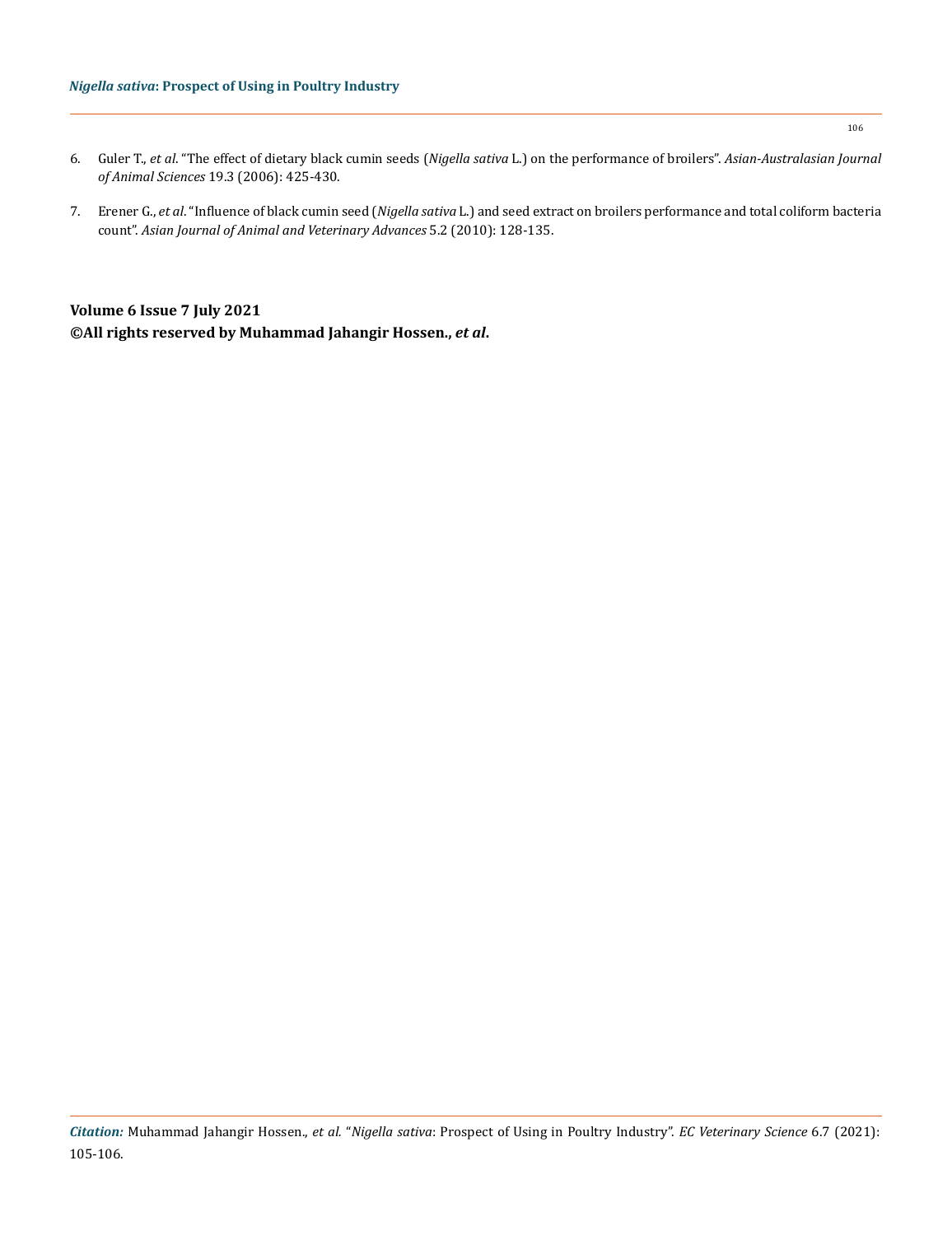6. Guler T., *et al*. "The effect of dietary black cumin seeds (*Nigella sativa* L.) on the performance of broilers". *Asian-Australasian Journal of Animal Sciences* 19.3 (2006): 425-430.

7. Erener G., *et al*. "Influence of black cumin seed (*Nigella sativa* L.) and seed extract on broilers performance and total coliform bacteria count". *Asian Journal of Animal and Veterinary Advances* 5.2 (2010): 128-135.

**Volume 6 Issue 7 July 2021**
**©All rights reserved by Muhammad Jahangir Hossen., *et al*.**